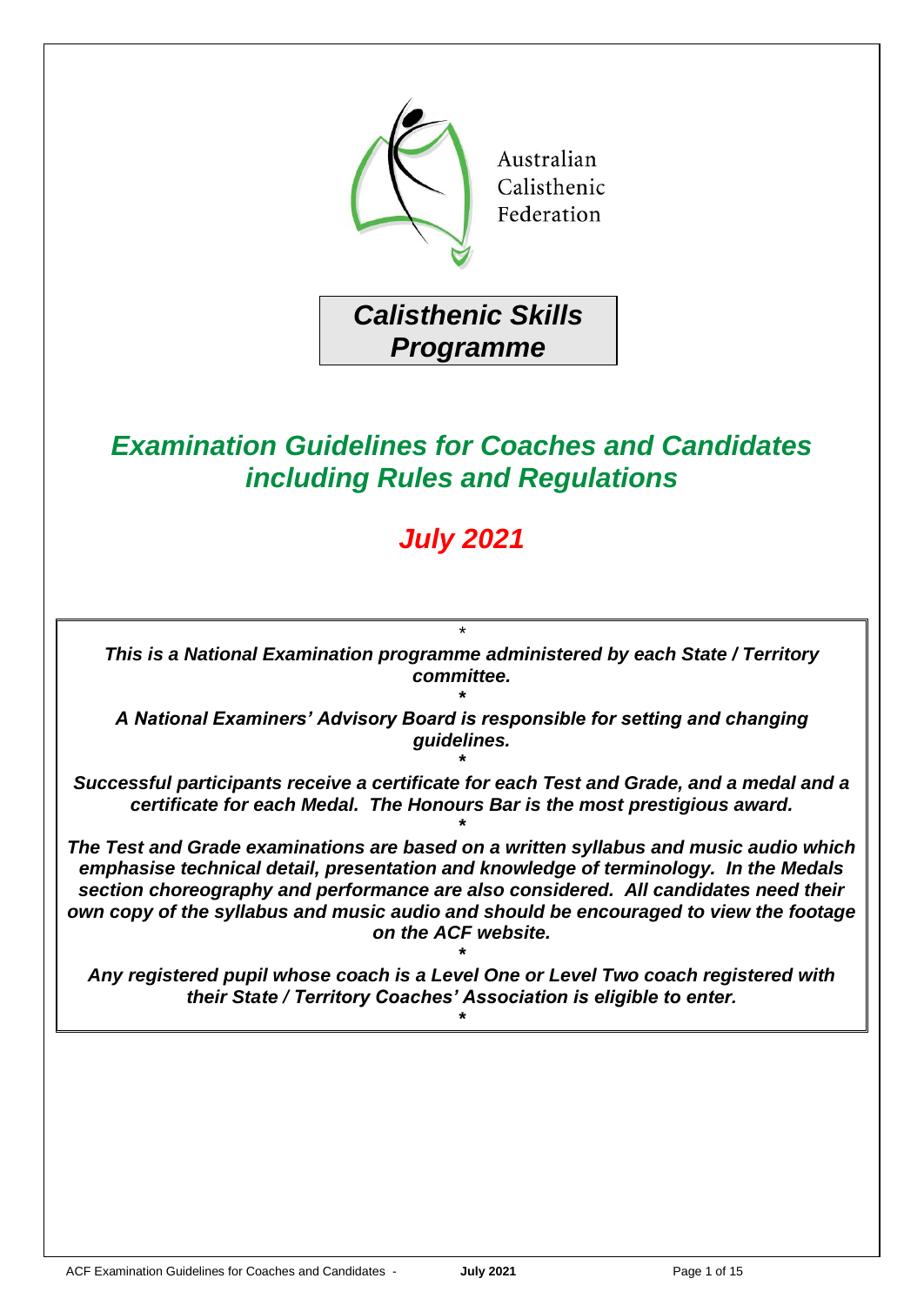Australian Calisthenic Federation

**_Calisthenic Skills Programme_**

# *Examination Guidelines for Coaches and Candidates including Rules and Regulations*

## *July 2021*

*

***This is a National Examination programme administered by each State / Territory committee.***

*

***A National Examiners' Advisory Board is responsible for setting and changing guidelines.***

*

***Successful participants receive a certificate for each Test and Grade, and a medal and a certificate for each Medal. The Honours Bar is the most prestigious award.***

*

***The Test and Grade examinations are based on a written syllabus and music audio which emphasise technical detail, presentation and knowledge of terminology. In the Medals section choreography and performance are also considered. All candidates need their own copy of the syllabus and music audio and should be encouraged to view the footage on the ACF website.***

*

***Any registered pupil whose coach is a Level One or Level Two coach registered with their State / Territory Coaches' Association is eligible to enter.***

*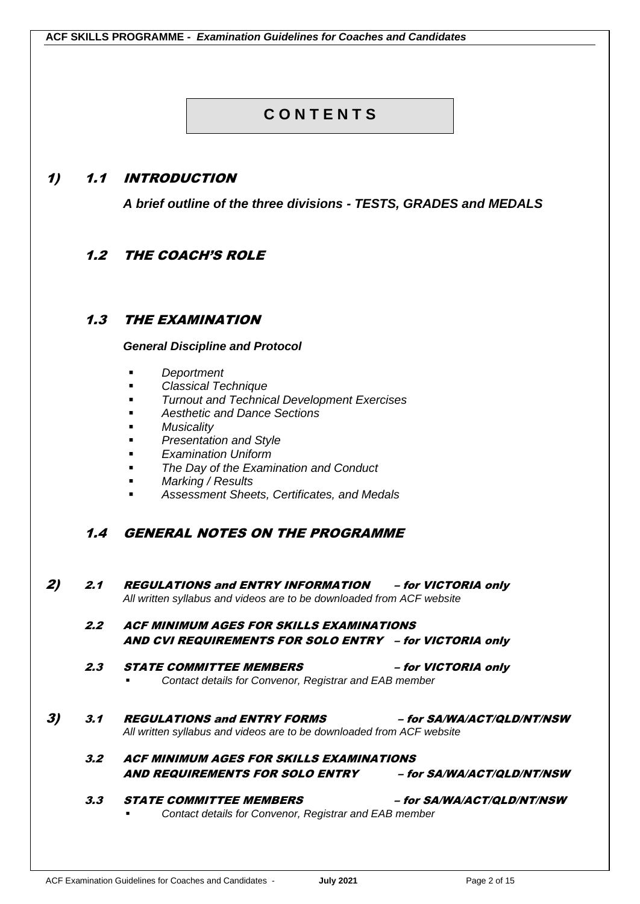# CONTENTS

## 1) 1.1 INTRODUCTION

***A brief outline of the three divisions - TESTS, GRADES and MEDALS***

## 1.2 THE COACH'S ROLE

## 1.3 THE EXAMINATION

***General Discipline and Protocol***

- *Deportment*
- *Classical Technique*
- *Turnout and Technical Development Exercises*
- *Aesthetic and Dance Sections*
- *Musicality*
- *Presentation and Style*
- *Examination Uniform*
- *The Day of the Examination and Conduct*
- *Marking / Results*
- *Assessment Sheets, Certificates, and Medals*

## 1.4 GENERAL NOTES ON THE PROGRAMME

## 2) 2.1 REGULATIONS and ENTRY INFORMATION – for VICTORIA only

*All written syllabus and videos are to be downloaded from ACF website*

### 2.2 ACF MINIMUM AGES FOR SKILLS EXAMINATIONS AND CVI REQUIREMENTS FOR SOLO ENTRY – for VICTORIA only

### 2.3 STATE COMMITTEE MEMBERS – for VICTORIA only

- *Contact details for Convenor, Registrar and EAB member*

## 3) 3.1 REGULATIONS and ENTRY FORMS – for SA/WA/ACT/QLD/NT/NSW

*All written syllabus and videos are to be downloaded from ACF website*

### 3.2 ACF MINIMUM AGES FOR SKILLS EXAMINATIONS AND REQUIREMENTS FOR SOLO ENTRY – for SA/WA/ACT/QLD/NT/NSW

### 3.3 STATE COMMITTEE MEMBERS – for SA/WA/ACT/QLD/NT/NSW

- *Contact details for Convenor, Registrar and EAB member*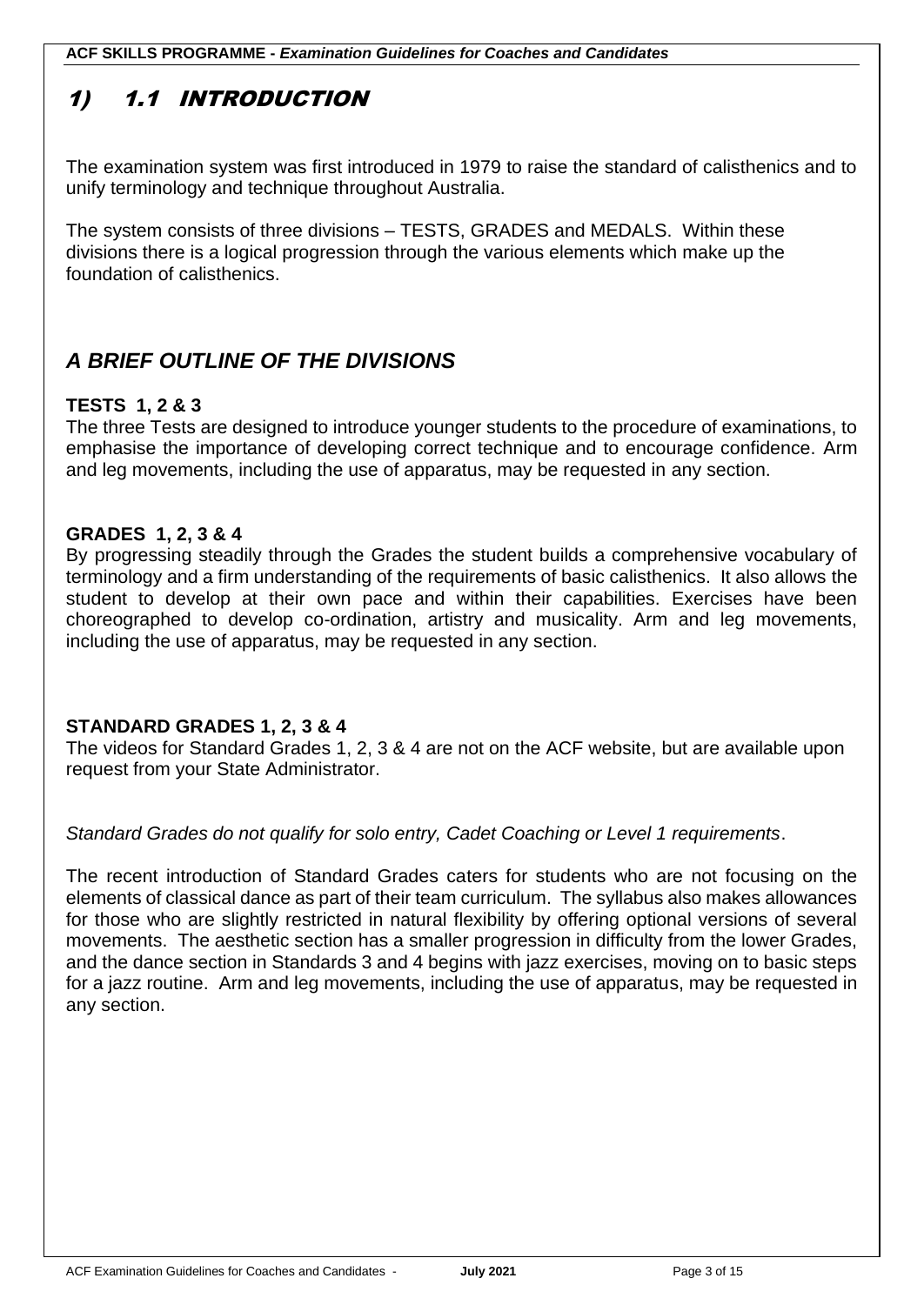# 1) 1.1 INTRODUCTION

The examination system was first introduced in 1979 to raise the standard of calisthenics and to unify terminology and technique throughout Australia.

The system consists of three divisions – TESTS, GRADES and MEDALS. Within these divisions there is a logical progression through the various elements which make up the foundation of calisthenics.

## *A BRIEF OUTLINE OF THE DIVISIONS*

### TESTS 1, 2 & 3

The three Tests are designed to introduce younger students to the procedure of examinations, to emphasise the importance of developing correct technique and to encourage confidence. Arm and leg movements, including the use of apparatus, may be requested in any section.

### GRADES 1, 2, 3 & 4

By progressing steadily through the Grades the student builds a comprehensive vocabulary of terminology and a firm understanding of the requirements of basic calisthenics. It also allows the student to develop at their own pace and within their capabilities. Exercises have been choreographed to develop co-ordination, artistry and musicality. Arm and leg movements, including the use of apparatus, may be requested in any section.

### STANDARD GRADES 1, 2, 3 & 4

The videos for Standard Grades 1, 2, 3 & 4 are not on the ACF website, but are available upon request from your State Administrator.

*Standard Grades do not qualify for solo entry, Cadet Coaching or Level 1 requirements*.

The recent introduction of Standard Grades caters for students who are not focusing on the elements of classical dance as part of their team curriculum. The syllabus also makes allowances for those who are slightly restricted in natural flexibility by offering optional versions of several movements. The aesthetic section has a smaller progression in difficulty from the lower Grades, and the dance section in Standards 3 and 4 begins with jazz exercises, moving on to basic steps for a jazz routine. Arm and leg movements, including the use of apparatus, may be requested in any section.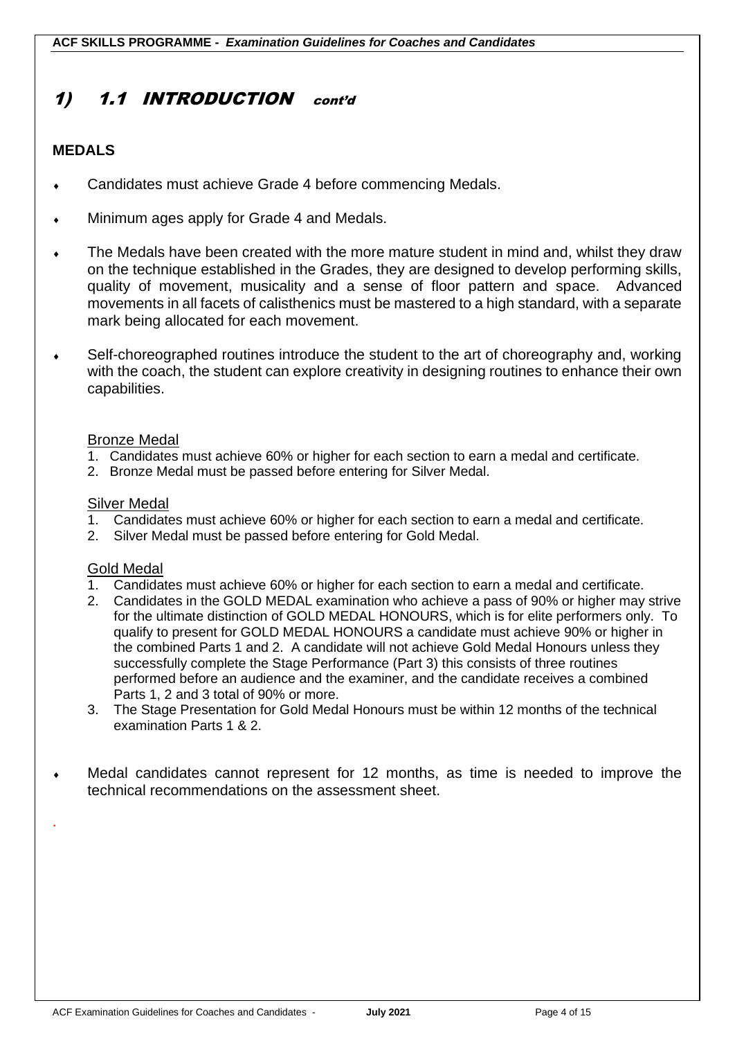# 1) 1.1 INTRODUCTION *cont'd*

## MEDALS

- Candidates must achieve Grade 4 before commencing Medals.
- Minimum ages apply for Grade 4 and Medals.
- The Medals have been created with the more mature student in mind and, whilst they draw on the technique established in the Grades, they are designed to develop performing skills, quality of movement, musicality and a sense of floor pattern and space. Advanced movements in all facets of calisthenics must be mastered to a high standard, with a separate mark being allocated for each movement.
- Self-choreographed routines introduce the student to the art of choreography and, working with the coach, the student can explore creativity in designing routines to enhance their own capabilities.

### Bronze Medal

1. Candidates must achieve 60% or higher for each section to earn a medal and certificate.
2. Bronze Medal must be passed before entering for Silver Medal.

### Silver Medal

1. Candidates must achieve 60% or higher for each section to earn a medal and certificate.
2. Silver Medal must be passed before entering for Gold Medal.

### Gold Medal

1. Candidates must achieve 60% or higher for each section to earn a medal and certificate.
2. Candidates in the GOLD MEDAL examination who achieve a pass of 90% or higher may strive for the ultimate distinction of GOLD MEDAL HONOURS, which is for elite performers only. To qualify to present for GOLD MEDAL HONOURS a candidate must achieve 90% or higher in the combined Parts 1 and 2. A candidate will not achieve Gold Medal Honours unless they successfully complete the Stage Performance (Part 3) this consists of three routines performed before an audience and the examiner, and the candidate receives a combined Parts 1, 2 and 3 total of 90% or more.
3. The Stage Presentation for Gold Medal Honours must be within 12 months of the technical examination Parts 1 & 2.

- Medal candidates cannot represent for 12 months, as time is needed to improve the technical recommendations on the assessment sheet.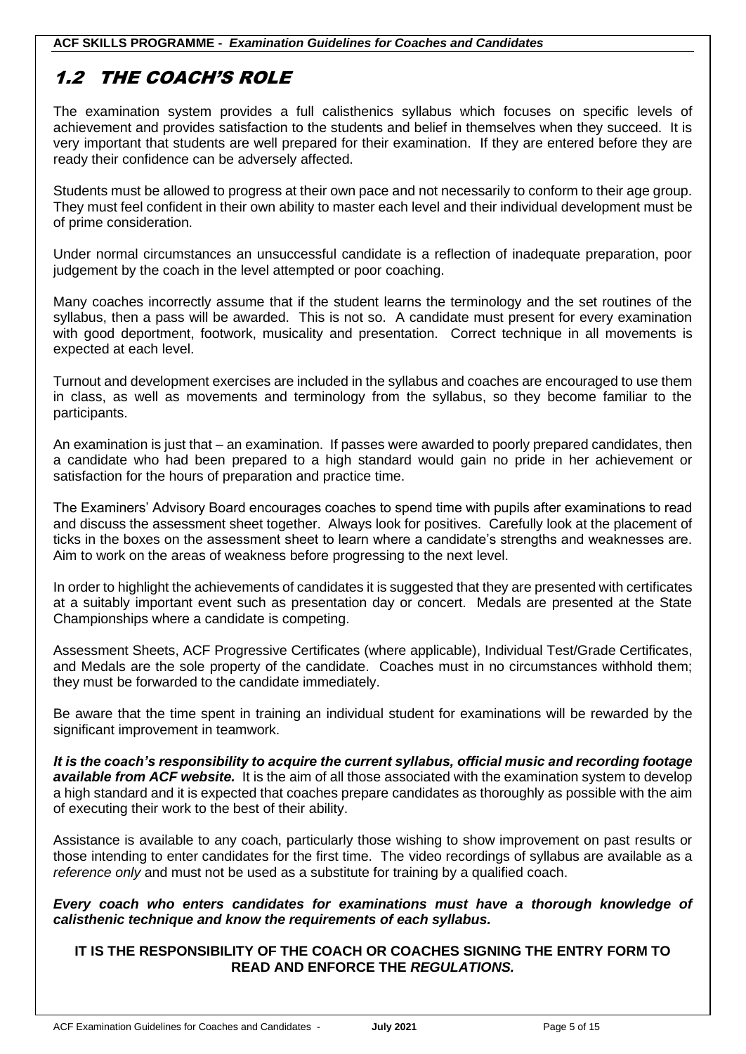## 1.2 THE COACH'S ROLE

The examination system provides a full calisthenics syllabus which focuses on specific levels of achievement and provides satisfaction to the students and belief in themselves when they succeed. It is very important that students are well prepared for their examination. If they are entered before they are ready their confidence can be adversely affected.

Students must be allowed to progress at their own pace and not necessarily to conform to their age group. They must feel confident in their own ability to master each level and their individual development must be of prime consideration.

Under normal circumstances an unsuccessful candidate is a reflection of inadequate preparation, poor judgement by the coach in the level attempted or poor coaching.

Many coaches incorrectly assume that if the student learns the terminology and the set routines of the syllabus, then a pass will be awarded. This is not so. A candidate must present for every examination with good deportment, footwork, musicality and presentation. Correct technique in all movements is expected at each level.

Turnout and development exercises are included in the syllabus and coaches are encouraged to use them in class, as well as movements and terminology from the syllabus, so they become familiar to the participants.

An examination is just that – an examination. If passes were awarded to poorly prepared candidates, then a candidate who had been prepared to a high standard would gain no pride in her achievement or satisfaction for the hours of preparation and practice time.

The Examiners' Advisory Board encourages coaches to spend time with pupils after examinations to read and discuss the assessment sheet together. Always look for positives. Carefully look at the placement of ticks in the boxes on the assessment sheet to learn where a candidate's strengths and weaknesses are. Aim to work on the areas of weakness before progressing to the next level.

In order to highlight the achievements of candidates it is suggested that they are presented with certificates at a suitably important event such as presentation day or concert. Medals are presented at the State Championships where a candidate is competing.

Assessment Sheets, ACF Progressive Certificates (where applicable), Individual Test/Grade Certificates, and Medals are the sole property of the candidate. Coaches must in no circumstances withhold them; they must be forwarded to the candidate immediately.

Be aware that the time spent in training an individual student for examinations will be rewarded by the significant improvement in teamwork.

***It is the coach's responsibility to acquire the current syllabus, official music and recording footage available from ACF website.*** It is the aim of all those associated with the examination system to develop a high standard and it is expected that coaches prepare candidates as thoroughly as possible with the aim of executing their work to the best of their ability.

Assistance is available to any coach, particularly those wishing to show improvement on past results or those intending to enter candidates for the first time. The video recordings of syllabus are available as a *reference only* and must not be used as a substitute for training by a qualified coach.

***Every coach who enters candidates for examinations must have a thorough knowledge of calisthenic technique and know the requirements of each syllabus.***

**IT IS THE RESPONSIBILITY OF THE COACH OR COACHES SIGNING THE ENTRY FORM TO READ AND ENFORCE THE *REGULATIONS.***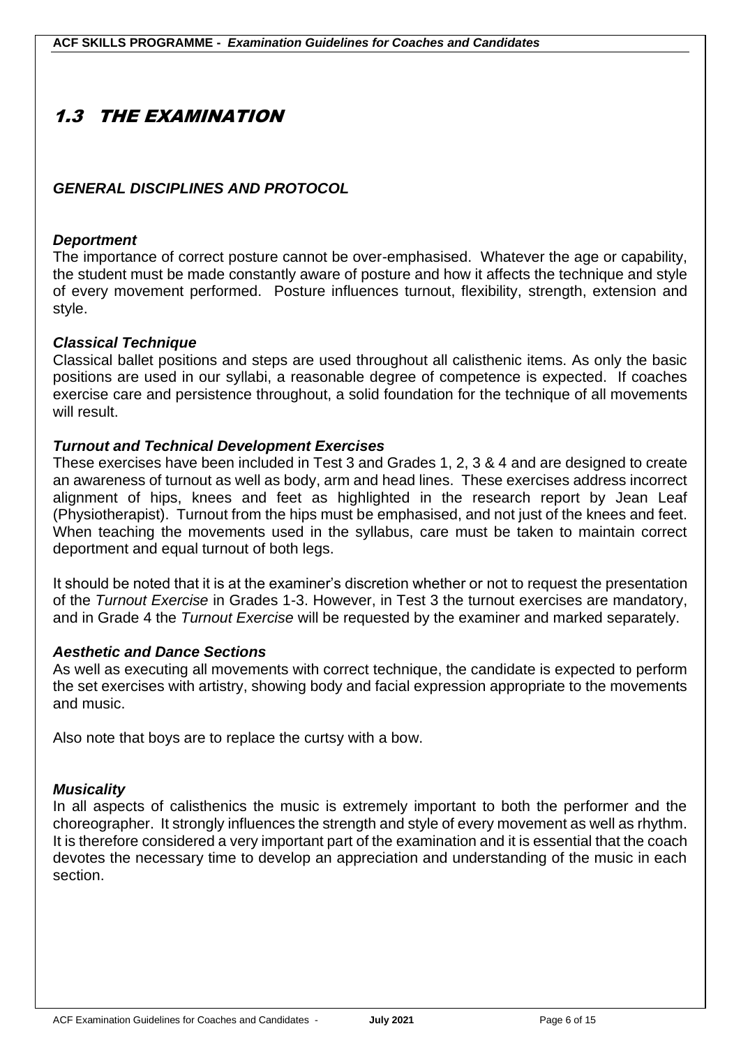# 1.3 THE EXAMINATION

## *GENERAL DISCIPLINES AND PROTOCOL*

### *Deportment*

The importance of correct posture cannot be over-emphasised. Whatever the age or capability, the student must be made constantly aware of posture and how it affects the technique and style of every movement performed. Posture influences turnout, flexibility, strength, extension and style.

### *Classical Technique*

Classical ballet positions and steps are used throughout all calisthenic items. As only the basic positions are used in our syllabi, a reasonable degree of competence is expected. If coaches exercise care and persistence throughout, a solid foundation for the technique of all movements will result.

### *Turnout and Technical Development Exercises*

These exercises have been included in Test 3 and Grades 1, 2, 3 & 4 and are designed to create an awareness of turnout as well as body, arm and head lines. These exercises address incorrect alignment of hips, knees and feet as highlighted in the research report by Jean Leaf (Physiotherapist). Turnout from the hips must be emphasised, and not just of the knees and feet. When teaching the movements used in the syllabus, care must be taken to maintain correct deportment and equal turnout of both legs.

It should be noted that it is at the examiner's discretion whether or not to request the presentation of the *Turnout Exercise* in Grades 1-3. However, in Test 3 the turnout exercises are mandatory, and in Grade 4 the *Turnout Exercise* will be requested by the examiner and marked separately.

### *Aesthetic and Dance Sections*

As well as executing all movements with correct technique, the candidate is expected to perform the set exercises with artistry, showing body and facial expression appropriate to the movements and music.

Also note that boys are to replace the curtsy with a bow.

### *Musicality*

In all aspects of calisthenics the music is extremely important to both the performer and the choreographer. It strongly influences the strength and style of every movement as well as rhythm. It is therefore considered a very important part of the examination and it is essential that the coach devotes the necessary time to develop an appreciation and understanding of the music in each section.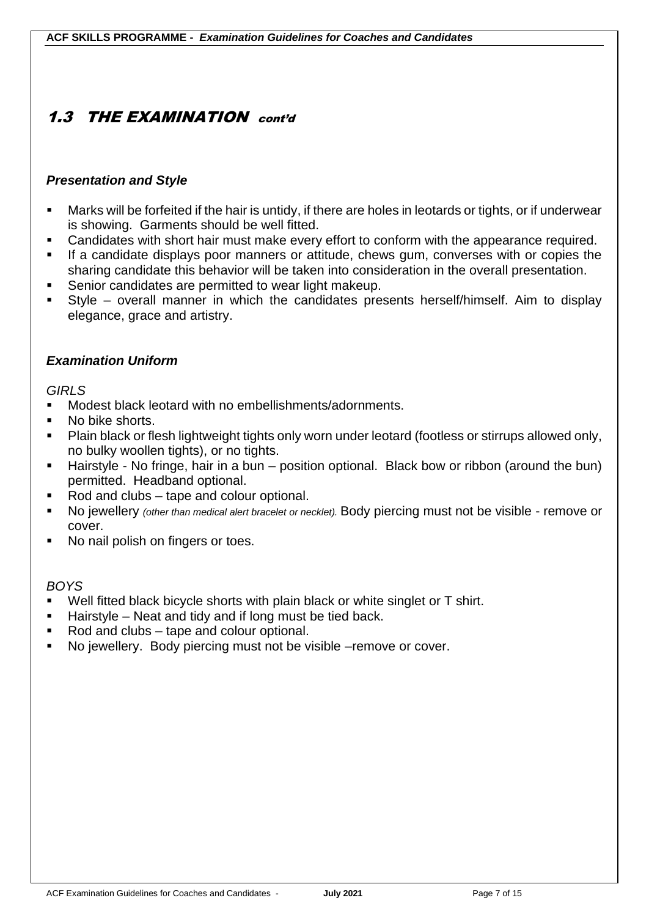## 1.3 THE EXAMINATION cont'd

### *Presentation and Style*

- Marks will be forfeited if the hair is untidy, if there are holes in leotards or tights, or if underwear is showing. Garments should be well fitted.
- Candidates with short hair must make every effort to conform with the appearance required.
- If a candidate displays poor manners or attitude, chews gum, converses with or copies the sharing candidate this behavior will be taken into consideration in the overall presentation.
- Senior candidates are permitted to wear light makeup.
- Style – overall manner in which the candidates presents herself/himself. Aim to display elegance, grace and artistry.

### *Examination Uniform*

*GIRLS*

- Modest black leotard with no embellishments/adornments.
- No bike shorts.
- Plain black or flesh lightweight tights only worn under leotard (footless or stirrups allowed only, no bulky woollen tights), or no tights.
- Hairstyle - No fringe, hair in a bun – position optional. Black bow or ribbon (around the bun) permitted. Headband optional.
- Rod and clubs – tape and colour optional.
- No jewellery *(other than medical alert bracelet or necklet).* Body piercing must not be visible - remove or cover.
- No nail polish on fingers or toes.

*BOYS*

- Well fitted black bicycle shorts with plain black or white singlet or T shirt.
- Hairstyle – Neat and tidy and if long must be tied back.
- Rod and clubs – tape and colour optional.
- No jewellery. Body piercing must not be visible –remove or cover.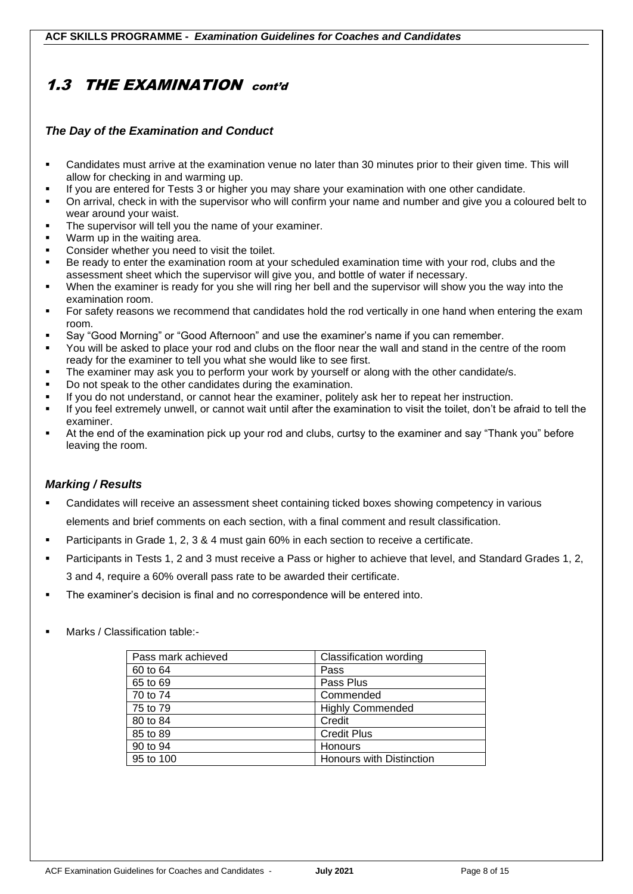## 1.3 THE EXAMINATION cont'd

### *The Day of the Examination and Conduct*

- Candidates must arrive at the examination venue no later than 30 minutes prior to their given time. This will allow for checking in and warming up.
- If you are entered for Tests 3 or higher you may share your examination with one other candidate.
- On arrival, check in with the supervisor who will confirm your name and number and give you a coloured belt to wear around your waist.
- The supervisor will tell you the name of your examiner.
- Warm up in the waiting area.
- Consider whether you need to visit the toilet.
- Be ready to enter the examination room at your scheduled examination time with your rod, clubs and the assessment sheet which the supervisor will give you, and bottle of water if necessary.
- When the examiner is ready for you she will ring her bell and the supervisor will show you the way into the examination room.
- For safety reasons we recommend that candidates hold the rod vertically in one hand when entering the exam room.
- Say "Good Morning" or "Good Afternoon" and use the examiner's name if you can remember.
- You will be asked to place your rod and clubs on the floor near the wall and stand in the centre of the room ready for the examiner to tell you what she would like to see first.
- The examiner may ask you to perform your work by yourself or along with the other candidate/s.
- Do not speak to the other candidates during the examination.
- If you do not understand, or cannot hear the examiner, politely ask her to repeat her instruction.
- If you feel extremely unwell, or cannot wait until after the examination to visit the toilet, don't be afraid to tell the examiner.
- At the end of the examination pick up your rod and clubs, curtsy to the examiner and say "Thank you" before leaving the room.

### *Marking / Results*

- Candidates will receive an assessment sheet containing ticked boxes showing competency in various elements and brief comments on each section, with a final comment and result classification.
- Participants in Grade 1, 2, 3 & 4 must gain 60% in each section to receive a certificate.
- Participants in Tests 1, 2 and 3 must receive a Pass or higher to achieve that level, and Standard Grades 1, 2, 3 and 4, require a 60% overall pass rate to be awarded their certificate.
- The examiner's decision is final and no correspondence will be entered into.
- Marks / Classification table:-

| Pass mark achieved | Classification wording |
|---|---|
| 60 to 64 | Pass |
| 65 to 69 | Pass Plus |
| 70 to 74 | Commended |
| 75 to 79 | Highly Commended |
| 80 to 84 | Credit |
| 85 to 89 | Credit Plus |
| 90 to 94 | Honours |
| 95 to 100 | Honours with Distinction |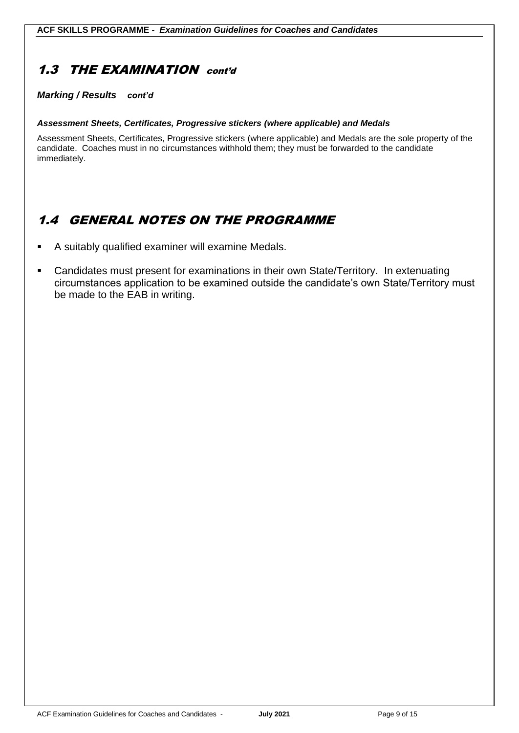## 1.3 THE EXAMINATION *cont'd*

***Marking / Results** cont'd*

***Assessment Sheets, Certificates, Progressive stickers (where applicable) and Medals***

Assessment Sheets, Certificates, Progressive stickers (where applicable) and Medals are the sole property of the candidate. Coaches must in no circumstances withhold them; they must be forwarded to the candidate immediately.

## 1.4 GENERAL NOTES ON THE PROGRAMME

- A suitably qualified examiner will examine Medals.
- Candidates must present for examinations in their own State/Territory. In extenuating circumstances application to be examined outside the candidate's own State/Territory must be made to the EAB in writing.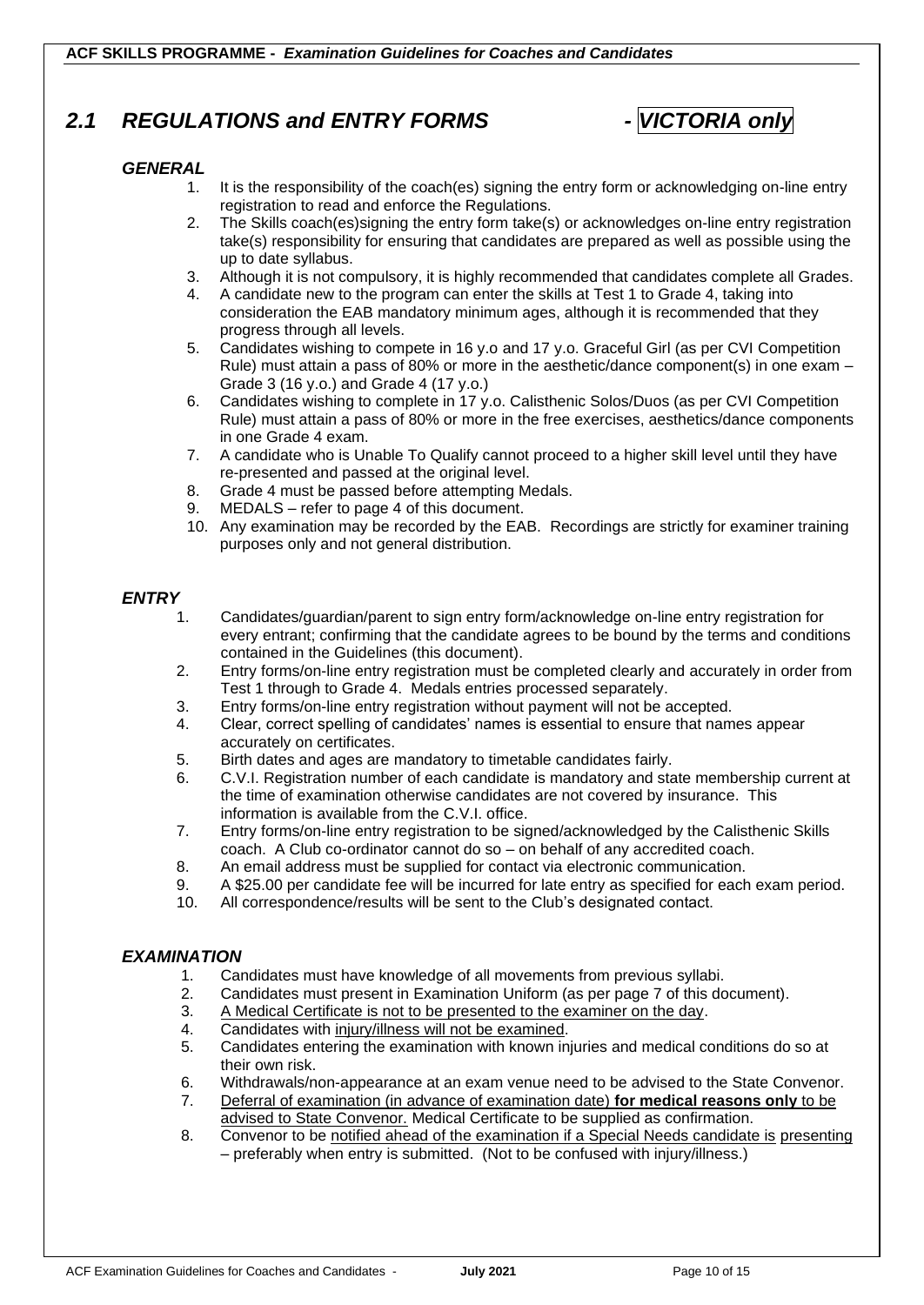## *2.1 REGULATIONS and ENTRY FORMS - VICTORIA only*

### *GENERAL*

1. It is the responsibility of the coach(es) signing the entry form or acknowledging on-line entry registration to read and enforce the Regulations.
2. The Skills coach(es)signing the entry form take(s) or acknowledges on-line entry registration take(s) responsibility for ensuring that candidates are prepared as well as possible using the up to date syllabus.
3. Although it is not compulsory, it is highly recommended that candidates complete all Grades.
4. A candidate new to the program can enter the skills at Test 1 to Grade 4, taking into consideration the EAB mandatory minimum ages, although it is recommended that they progress through all levels.
5. Candidates wishing to compete in 16 y.o and 17 y.o. Graceful Girl (as per CVI Competition Rule) must attain a pass of 80% or more in the aesthetic/dance component(s) in one exam – Grade 3 (16 y.o.) and Grade 4 (17 y.o.)
6. Candidates wishing to complete in 17 y.o. Calisthenic Solos/Duos (as per CVI Competition Rule) must attain a pass of 80% or more in the free exercises, aesthetics/dance components in one Grade 4 exam.
7. A candidate who is Unable To Qualify cannot proceed to a higher skill level until they have re-presented and passed at the original level.
8. Grade 4 must be passed before attempting Medals.
9. MEDALS – refer to page 4 of this document.
10. Any examination may be recorded by the EAB. Recordings are strictly for examiner training purposes only and not general distribution.

### *ENTRY*

1. Candidates/guardian/parent to sign entry form/acknowledge on-line entry registration for every entrant; confirming that the candidate agrees to be bound by the terms and conditions contained in the Guidelines (this document).
2. Entry forms/on-line entry registration must be completed clearly and accurately in order from Test 1 through to Grade 4. Medals entries processed separately.
3. Entry forms/on-line entry registration without payment will not be accepted.
4. Clear, correct spelling of candidates' names is essential to ensure that names appear accurately on certificates.
5. Birth dates and ages are mandatory to timetable candidates fairly.
6. C.V.I. Registration number of each candidate is mandatory and state membership current at the time of examination otherwise candidates are not covered by insurance. This information is available from the C.V.I. office.
7. Entry forms/on-line entry registration to be signed/acknowledged by the Calisthenic Skills coach. A Club co-ordinator cannot do so – on behalf of any accredited coach.
8. An email address must be supplied for contact via electronic communication.
9. A $25.00 per candidate fee will be incurred for late entry as specified for each exam period.
10. All correspondence/results will be sent to the Club's designated contact.

### *EXAMINATION*

1. Candidates must have knowledge of all movements from previous syllabi.
2. Candidates must present in Examination Uniform (as per page 7 of this document).
3. A Medical Certificate is not to be presented to the examiner on the day.
4. Candidates with injury/illness will not be examined.
5. Candidates entering the examination with known injuries and medical conditions do so at their own risk.
6. Withdrawals/non-appearance at an exam venue need to be advised to the State Convenor.
7. Deferral of examination (in advance of examination date) **for medical reasons only** to be advised to State Convenor. Medical Certificate to be supplied as confirmation.
8. Convenor to be notified ahead of the examination if a Special Needs candidate is presenting – preferably when entry is submitted. (Not to be confused with injury/illness.)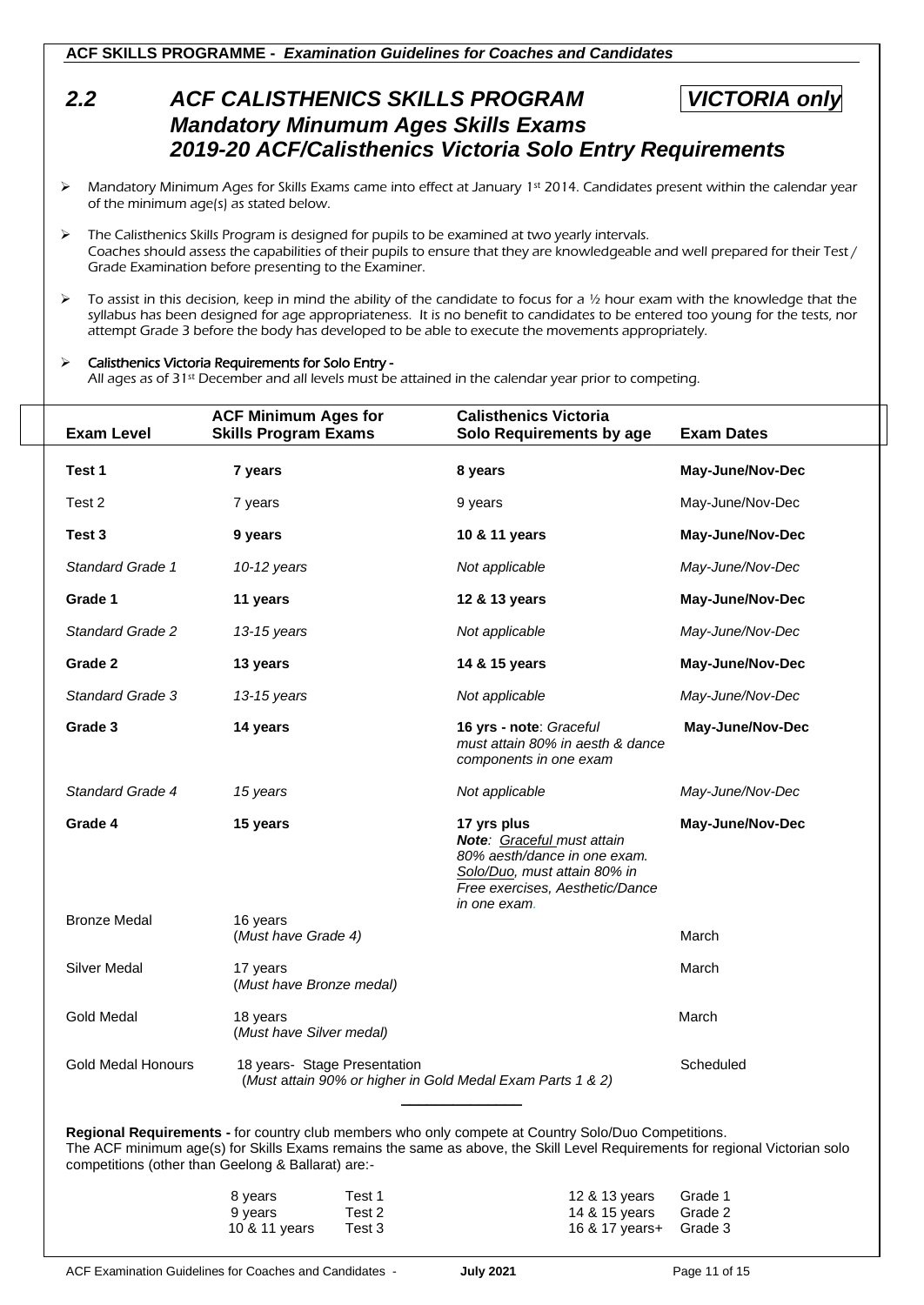## 2.2 ACF CALISTHENICS SKILLS PROGRAM — VICTORIA only

## *Mandatory Minumum Ages Skills Exams*

## *2019-20 ACF/Calisthenics Victoria Solo Entry Requirements*

- Mandatory Minimum Ages for Skills Exams came into effect at January 1st 2014. Candidates present within the calendar year of the minimum age(s) as stated below.
- The Calisthenics Skills Program is designed for pupils to be examined at two yearly intervals. Coaches should assess the capabilities of their pupils to ensure that they are knowledgeable and well prepared for their Test / Grade Examination before presenting to the Examiner.
- To assist in this decision, keep in mind the ability of the candidate to focus for a ½ hour exam with the knowledge that the syllabus has been designed for age appropriateness. It is no benefit to candidates to be entered too young for the tests, nor attempt Grade 3 before the body has developed to be able to execute the movements appropriately.
- **Calisthenics Victoria Requirements for Solo Entry -**
  All ages as of 31st December and all levels must be attained in the calendar year prior to competing.

| Exam Level | ACF Minimum Ages for Skills Program Exams | Calisthenics Victoria Solo Requirements by age | Exam Dates |
|---|---|---|---|
| **Test 1** | **7 years** | **8 years** | **May-June/Nov-Dec** |
| Test 2 | 7 years | 9 years | May-June/Nov-Dec |
| **Test 3** | **9 years** | **10 & 11 years** | **May-June/Nov-Dec** |
| *Standard Grade 1* | *10-12 years* | *Not applicable* | *May-June/Nov-Dec* |
| **Grade 1** | **11 years** | **12 & 13 years** | **May-June/Nov-Dec** |
| *Standard Grade 2* | *13-15 years* | *Not applicable* | *May-June/Nov-Dec* |
| **Grade 2** | **13 years** | **14 & 15 years** | **May-June/Nov-Dec** |
| *Standard Grade 3* | *13-15 years* | *Not applicable* | *May-June/Nov-Dec* |
| **Grade 3** | **14 years** | **16 yrs - note**: *Graceful must attain 80% in aesth & dance components in one exam* | **May-June/Nov-Dec** |
| *Standard Grade 4* | *15 years* | *Not applicable* | *May-June/Nov-Dec* |
| **Grade 4** | **15 years** | **17 yrs plus** ***Note**: Graceful must attain 80% aesth/dance in one exam. Solo/Duo, must attain 80% in Free exercises, Aesthetic/Dance in one exam.* | **May-June/Nov-Dec** |
| Bronze Medal | 16 years (*Must have Grade 4)* | | March |
| Silver Medal | 17 years (*Must have Bronze medal)* | | March |
| Gold Medal | 18 years (*Must have Silver medal)* | | March |
| Gold Medal Honours | 18 years- Stage Presentation (*Must attain 90% or higher in Gold Medal Exam Parts 1 & 2)* | | Scheduled |

**Regional Requirements -** for country club members who only compete at Country Solo/Duo Competitions.
The ACF minimum age(s) for Skills Exams remains the same as above, the Skill Level Requirements for regional Victorian solo competitions (other than Geelong & Ballarat) are:-

| Age | Level | Age | Level |
|---|---|---|---|
| 8 years | Test 1 | 12 & 13 years | Grade 1 |
| 9 years | Test 2 | 14 & 15 years | Grade 2 |
| 10 & 11 years | Test 3 | 16 & 17 years+ | Grade 3 |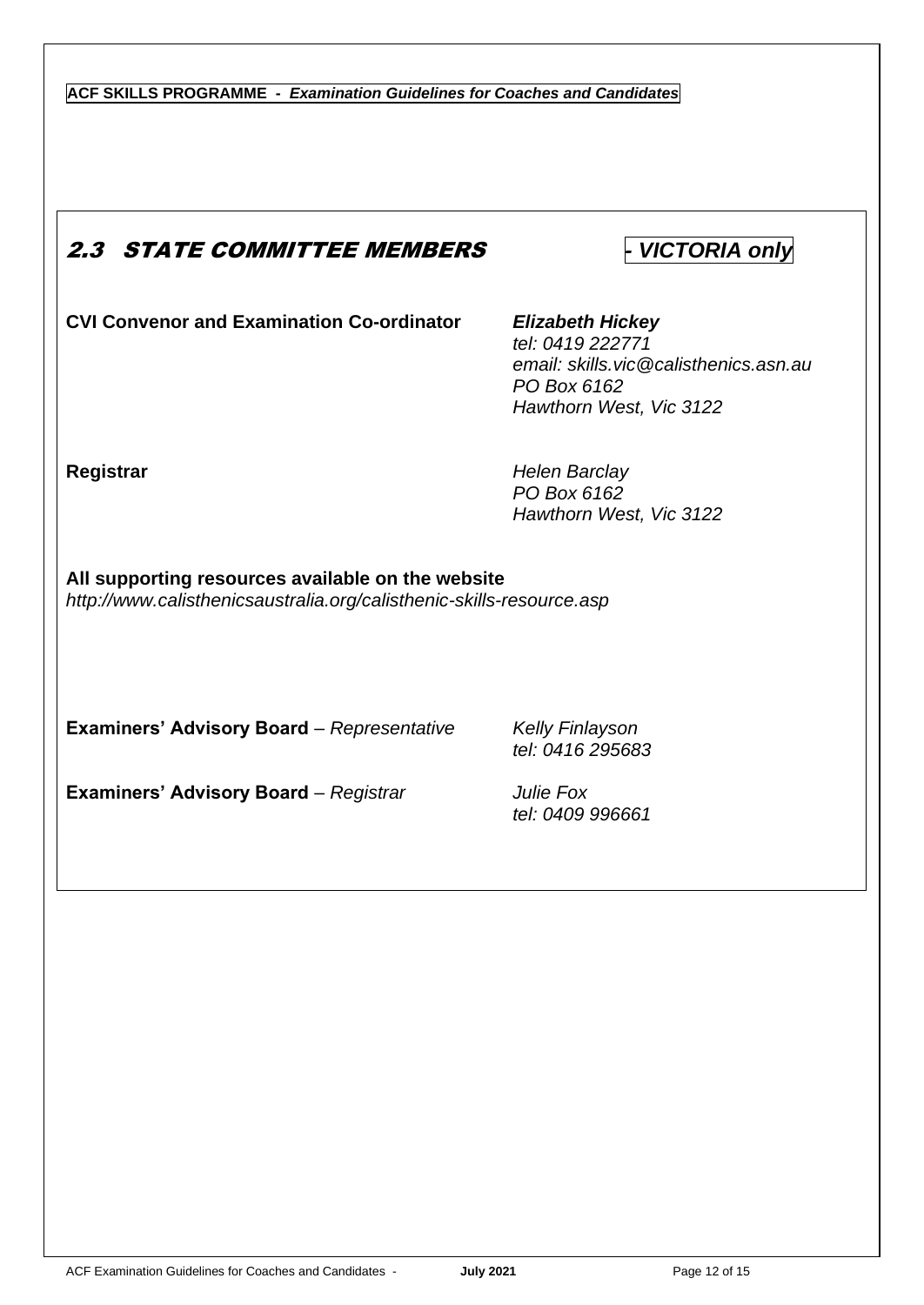## 2.3 STATE COMMITTEE MEMBERS - *VICTORIA only*

**CVI Convenor and Examination Co-ordinator**

***Elizabeth Hickey***
*tel: 0419 222771*
*email: skills.vic@calisthenics.asn.au*
*PO Box 6162*
*Hawthorn West, Vic 3122*

**Registrar**

*Helen Barclay*
*PO Box 6162*
*Hawthorn West, Vic 3122*

**All supporting resources available on the website**
*http://www.calisthenicsaustralia.org/calisthenic-skills-resource.asp*

**Examiners' Advisory Board** – *Representative*

*Kelly Finlayson*
*tel: 0416 295683*

**Examiners' Advisory Board** – *Registrar*

*Julie Fox*
*tel: 0409 996661*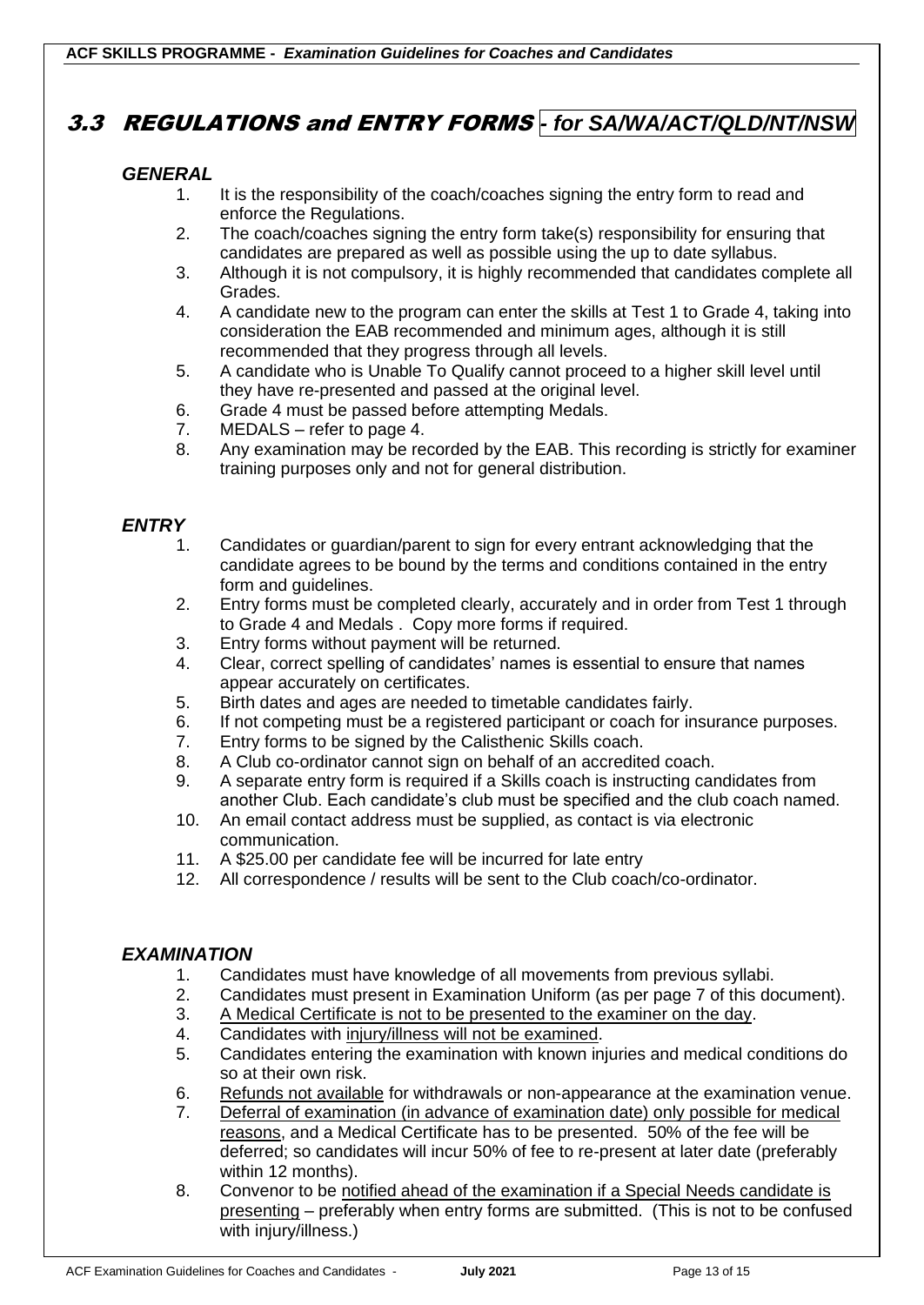## 3.3 REGULATIONS and ENTRY FORMS - *for SA/WA/ACT/QLD/NT/NSW*

### *GENERAL*

1. It is the responsibility of the coach/coaches signing the entry form to read and enforce the Regulations.
2. The coach/coaches signing the entry form take(s) responsibility for ensuring that candidates are prepared as well as possible using the up to date syllabus.
3. Although it is not compulsory, it is highly recommended that candidates complete all Grades.
4. A candidate new to the program can enter the skills at Test 1 to Grade 4, taking into consideration the EAB recommended and minimum ages, although it is still recommended that they progress through all levels.
5. A candidate who is Unable To Qualify cannot proceed to a higher skill level until they have re-presented and passed at the original level.
6. Grade 4 must be passed before attempting Medals.
7. MEDALS – refer to page 4.
8. Any examination may be recorded by the EAB. This recording is strictly for examiner training purposes only and not for general distribution.

### *ENTRY*

1. Candidates or guardian/parent to sign for every entrant acknowledging that the candidate agrees to be bound by the terms and conditions contained in the entry form and guidelines.
2. Entry forms must be completed clearly, accurately and in order from Test 1 through to Grade 4 and Medals . Copy more forms if required.
3. Entry forms without payment will be returned.
4. Clear, correct spelling of candidates' names is essential to ensure that names appear accurately on certificates.
5. Birth dates and ages are needed to timetable candidates fairly.
6. If not competing must be a registered participant or coach for insurance purposes.
7. Entry forms to be signed by the Calisthenic Skills coach.
8. A Club co-ordinator cannot sign on behalf of an accredited coach.
9. A separate entry form is required if a Skills coach is instructing candidates from another Club. Each candidate's club must be specified and the club coach named.
10. An email contact address must be supplied, as contact is via electronic communication.
11. A $25.00 per candidate fee will be incurred for late entry
12. All correspondence / results will be sent to the Club coach/co-ordinator.

### *EXAMINATION*

1. Candidates must have knowledge of all movements from previous syllabi.
2. Candidates must present in Examination Uniform (as per page 7 of this document).
3. <u>A Medical Certificate is not to be presented to the examiner on the day</u>.
4. Candidates with <u>injury/illness will not be examined</u>.
5. Candidates entering the examination with known injuries and medical conditions do so at their own risk.
6. <u>Refunds not available</u> for withdrawals or non-appearance at the examination venue.
7. <u>Deferral of examination (in advance of examination date) only possible for medical reasons</u>, and a Medical Certificate has to be presented. 50% of the fee will be deferred; so candidates will incur 50% of fee to re-present at later date (preferably within 12 months).
8. Convenor to be <u>notified ahead of the examination if a Special Needs candidate is presenting</u> – preferably when entry forms are submitted. (This is not to be confused with injury/illness.)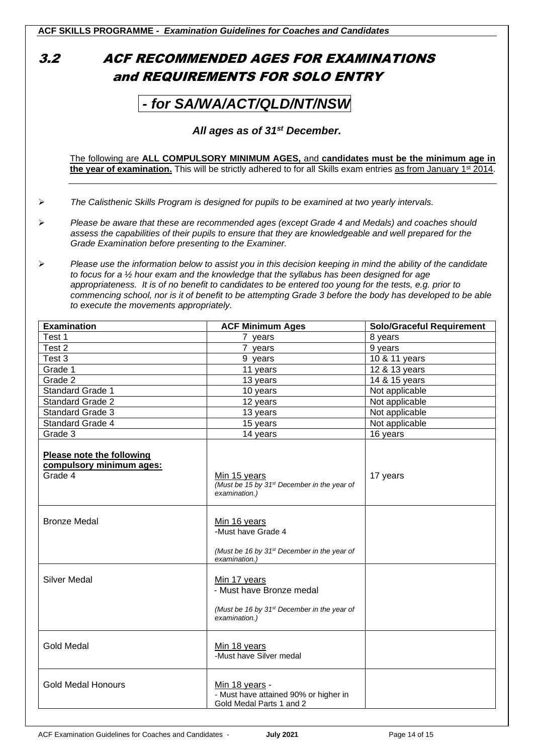## 3.2 ACF RECOMMENDED AGES FOR EXAMINATIONS and REQUIREMENTS FOR SOLO ENTRY

### - for SA/WA/ACT/QLD/NT/NSW

***All ages as of 31st December.***

The following are **ALL COMPULSORY MINIMUM AGES,** and **candidates must be the minimum age in the year of examination.** This will be strictly adhered to for all Skills exam entries as from January 1st 2014.

- *The Calisthenic Skills Program is designed for pupils to be examined at two yearly intervals.*
- *Please be aware that these are recommended ages (except Grade 4 and Medals) and coaches should assess the capabilities of their pupils to ensure that they are knowledgeable and well prepared for the Grade Examination before presenting to the Examiner.*
- *Please use the information below to assist you in this decision keeping in mind the ability of the candidate to focus for a ½ hour exam and the knowledge that the syllabus has been designed for age appropriateness. It is of no benefit to candidates to be entered too young for the tests, e.g. prior to commencing school, nor is it of benefit to be attempting Grade 3 before the body has developed to be able to execute the movements appropriately.*

| Examination | ACF Minimum Ages | Solo/Graceful Requirement |
|---|---|---|
| Test 1 | 7 years | 8 years |
| Test 2 | 7 years | 9 years |
| Test 3 | 9 years | 10 & 11 years |
| Grade 1 | 11 years | 12 & 13 years |
| Grade 2 | 13 years | 14 & 15 years |
| Standard Grade 1 | 10 years | Not applicable |
| Standard Grade 2 | 12 years | Not applicable |
| Standard Grade 3 | 13 years | Not applicable |
| Standard Grade 4 | 15 years | Not applicable |
| Grade 3 | 14 years | 16 years |
| **Please note the following compulsory minimum ages:** Grade 4 | Min 15 years *(Must be 15 by 31st December in the year of examination.)* | 17 years |
| Bronze Medal | Min 16 years -Must have Grade 4 *(Must be 16 by 31st December in the year of examination.)* | |
| Silver Medal | Min 17 years - Must have Bronze medal *(Must be 16 by 31st December in the year of examination.)* | |
| Gold Medal | Min 18 years -Must have Silver medal | |
| Gold Medal Honours | Min 18 years - - Must have attained 90% or higher in Gold Medal Parts 1 and 2 | |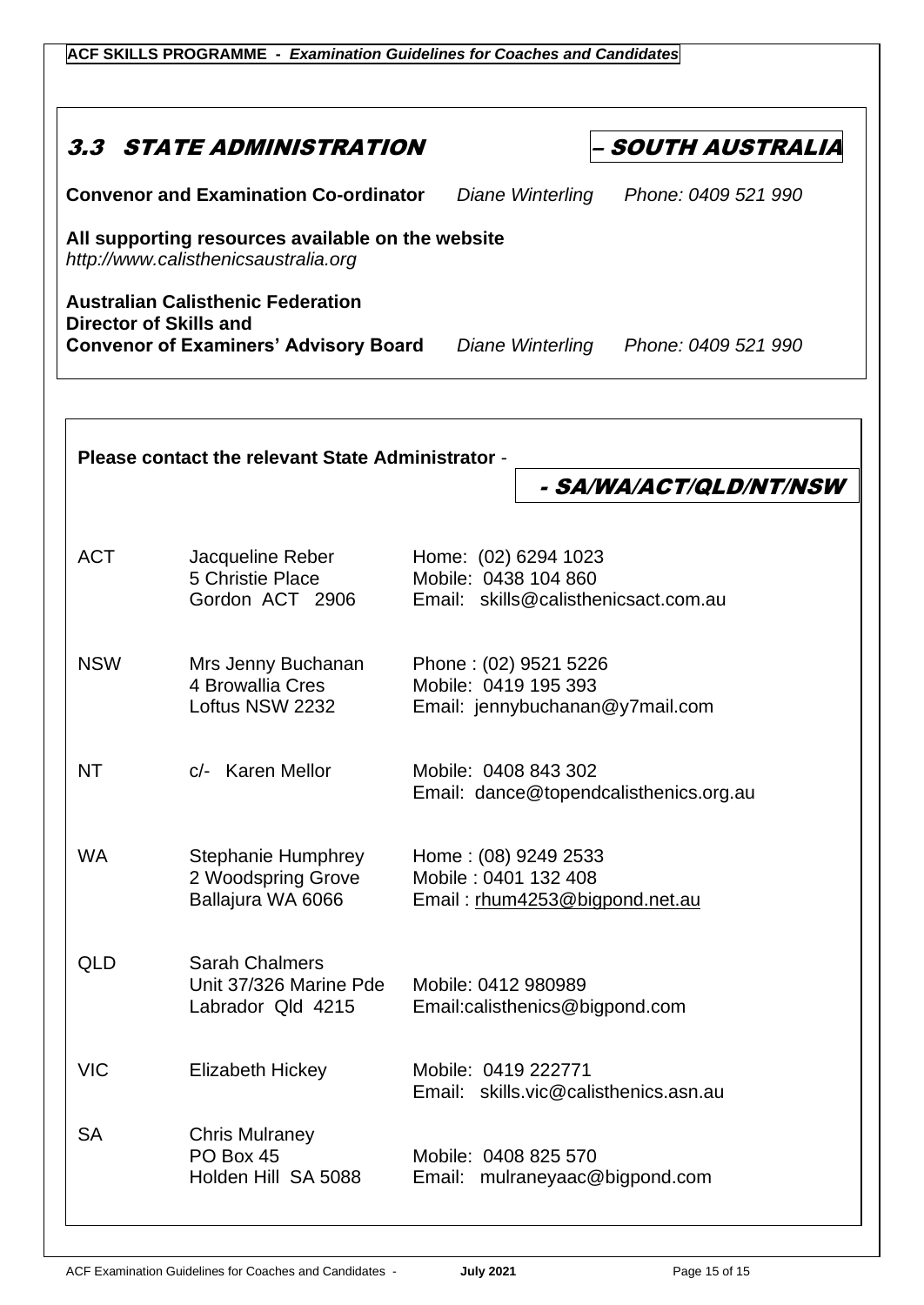## 3.3 STATE ADMINISTRATION – SOUTH AUSTRALIA

**Convenor and Examination Co-ordinator** *Diane Winterling* *Phone: 0409 521 990*

**All supporting resources available on the website**
*http://www.calisthenicsaustralia.org*

**Australian Calisthenic Federation**
**Director of Skills and**
**Convenor of Examiners' Advisory Board** *Diane Winterling* *Phone: 0409 521 990*

**Please contact the relevant State Administrator** - - SA/WA/ACT/QLD/NT/NSW

| | | |
|---|---|---|
| ACT | Jacqueline Reber<br>5 Christie Place<br>Gordon ACT 2906 | Home: (02) 6294 1023<br>Mobile: 0438 104 860<br>Email: skills@calisthenicsact.com.au |
| NSW | Mrs Jenny Buchanan<br>4 Browallia Cres<br>Loftus NSW 2232 | Phone : (02) 9521 5226<br>Mobile: 0419 195 393<br>Email: jennybuchanan@y7mail.com |
| NT | c/- Karen Mellor | Mobile: 0408 843 302<br>Email: dance@topendcalisthenics.org.au |
| WA | Stephanie Humphrey<br>2 Woodspring Grove<br>Ballajura WA 6066 | Home : (08) 9249 2533<br>Mobile : 0401 132 408<br>Email : rhum4253@bigpond.net.au |
| QLD | Sarah Chalmers<br>Unit 37/326 Marine Pde<br>Labrador Qld 4215 | Mobile: 0412 980989<br>Email:calisthenics@bigpond.com |
| VIC | Elizabeth Hickey | Mobile: 0419 222771<br>Email: skills.vic@calisthenics.asn.au |
| SA | Chris Mulraney<br>PO Box 45<br>Holden Hill SA 5088 | Mobile: 0408 825 570<br>Email: mulraneyaac@bigpond.com |